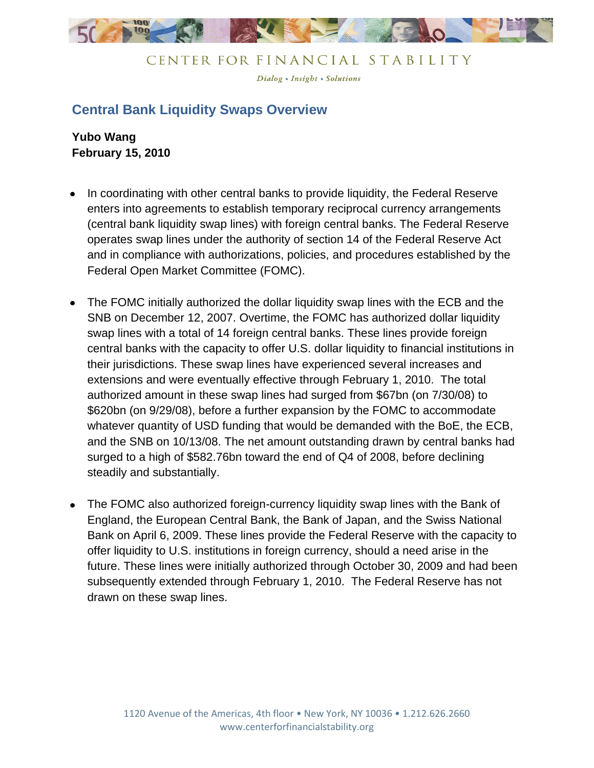CENTER FOR FINANCIAL STABILITY

*Dialog • Insight • Solutions*

# Central Bank Liquidity Swaps Overview

**Yubo Wang**
**February 15, 2010**

- In coordinating with other central banks to provide liquidity, the Federal Reserve enters into agreements to establish temporary reciprocal currency arrangements (central bank liquidity swap lines) with foreign central banks. The Federal Reserve operates swap lines under the authority of section 14 of the Federal Reserve Act and in compliance with authorizations, policies, and procedures established by the Federal Open Market Committee (FOMC).

- The FOMC initially authorized the dollar liquidity swap lines with the ECB and the SNB on December 12, 2007. Overtime, the FOMC has authorized dollar liquidity swap lines with a total of 14 foreign central banks. These lines provide foreign central banks with the capacity to offer U.S. dollar liquidity to financial institutions in their jurisdictions. These swap lines have experienced several increases and extensions and were eventually effective through February 1, 2010. The total authorized amount in these swap lines had surged from $67bn (on 7/30/08) to $620bn (on 9/29/08), before a further expansion by the FOMC to accommodate whatever quantity of USD funding that would be demanded with the BoE, the ECB, and the SNB on 10/13/08. The net amount outstanding drawn by central banks had surged to a high of $582.76bn toward the end of Q4 of 2008, before declining steadily and substantially.

- The FOMC also authorized foreign-currency liquidity swap lines with the Bank of England, the European Central Bank, the Bank of Japan, and the Swiss National Bank on April 6, 2009. These lines provide the Federal Reserve with the capacity to offer liquidity to U.S. institutions in foreign currency, should a need arise in the future. These lines were initially authorized through October 30, 2009 and had been subsequently extended through February 1, 2010. The Federal Reserve has not drawn on these swap lines.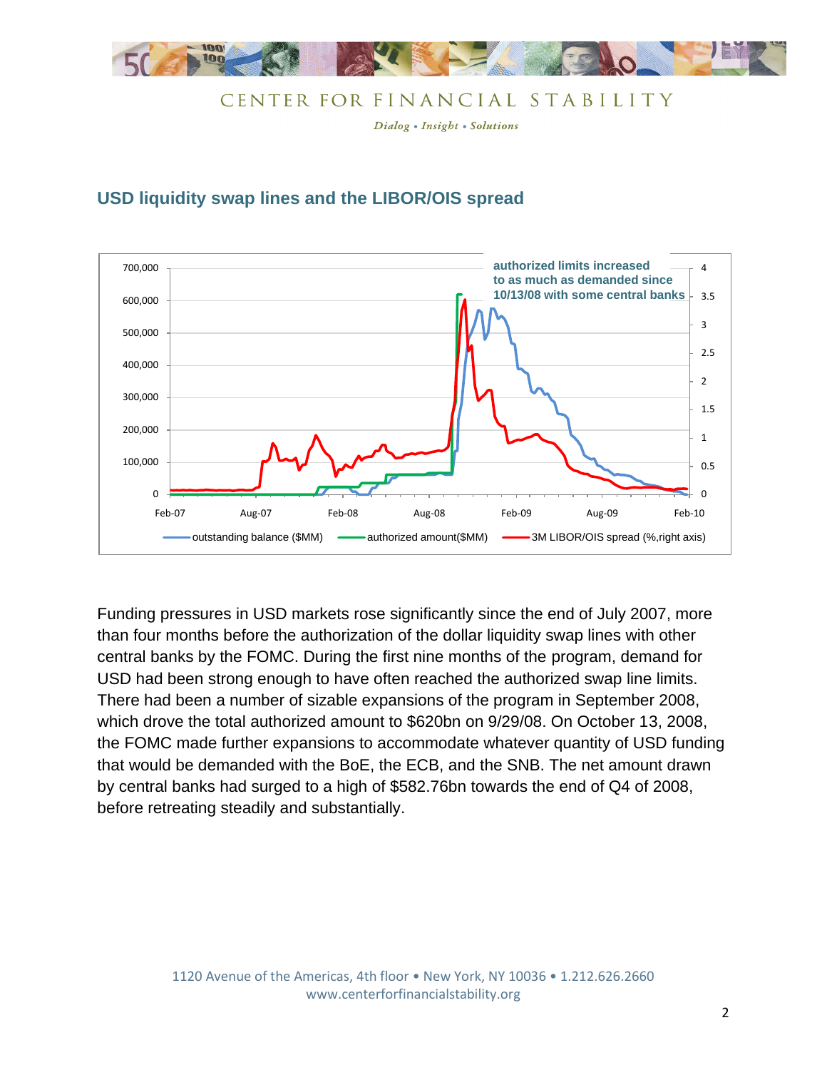## USD liquidity swap lines and the LIBOR/OIS spread

Funding pressures in USD markets rose significantly since the end of July 2007, more than four months before the authorization of the dollar liquidity swap lines with other central banks by the FOMC. During the first nine months of the program, demand for USD had been strong enough to have often reached the authorized swap line limits. There had been a number of sizable expansions of the program in September 2008, which drove the total authorized amount to $620bn on 9/29/08. On October 13, 2008, the FOMC made further expansions to accommodate whatever quantity of USD funding that would be demanded with the BoE, the ECB, and the SNB. The net amount drawn by central banks had surged to a high of $582.76bn towards the end of Q4 of 2008, before retreating steadily and substantially.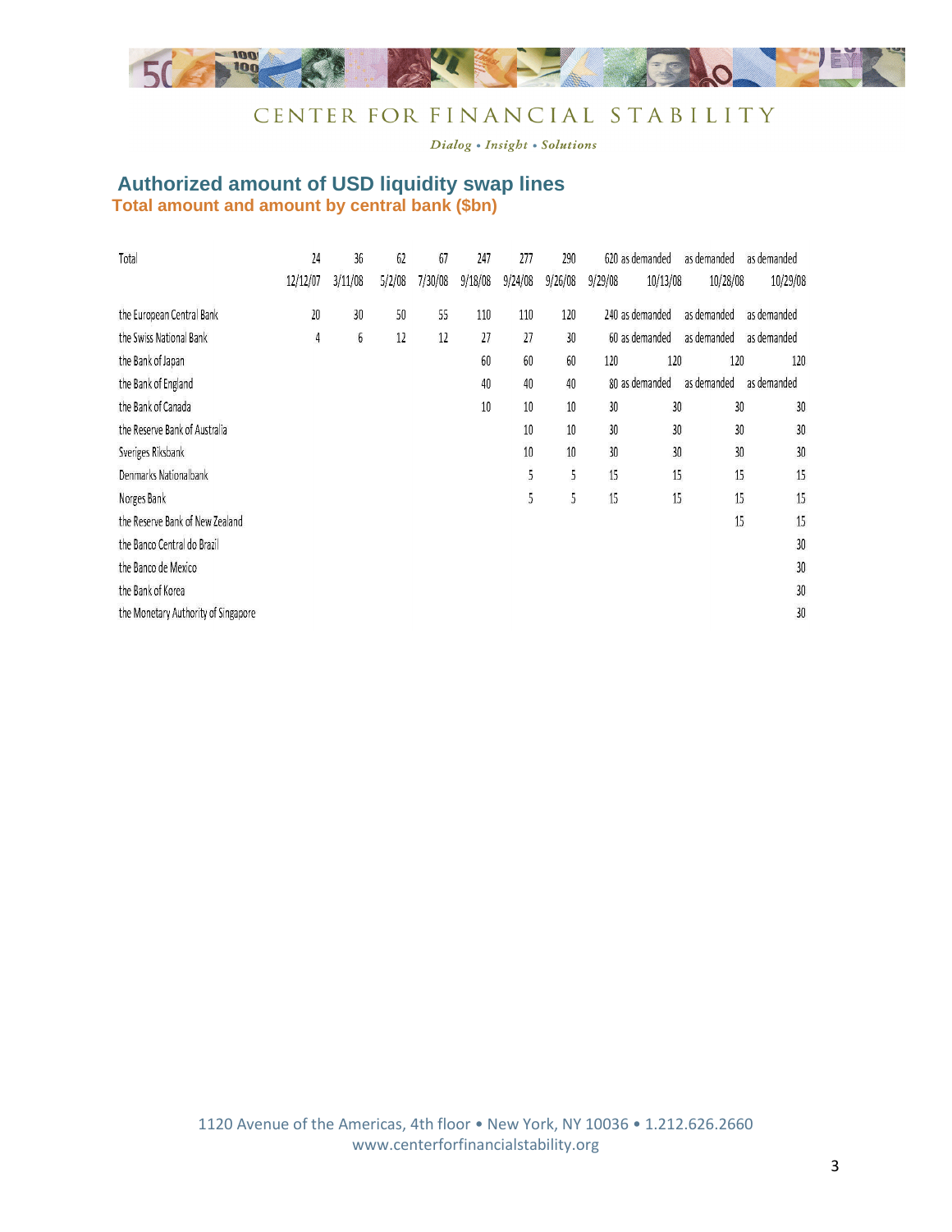| | 12/12/07 | 3/11/08 | 5/2/08 | 7/30/08 | 9/18/08 | 9/24/08 | 9/26/08 | 9/29/08 | 10/13/08 | 10/28/08 | 10/29/08 |
|---|---|---|---|---|---|---|---|---|---|---|---|
| Total | 24 | 36 | 62 | 67 | 247 | 277 | 290 | 620 | as demanded | as demanded | as demanded |
| the European Central Bank | 20 | 30 | 50 | 55 | 110 | 110 | 120 | 240 | as demanded | as demanded | as demanded |
| the Swiss National Bank | 4 | 6 | 12 | 12 | 27 | 27 | 30 | 60 | as demanded | as demanded | as demanded |
| the Bank of Japan | | | | | 60 | 60 | 60 | 120 | 120 | 120 | 120 |
| the Bank of England | | | | | 40 | 40 | 40 | 80 | as demanded | as demanded | as demanded |
| the Bank of Canada | | | | | 10 | 10 | 10 | 30 | 30 | 30 | 30 |
| the Reserve Bank of Australia | | | | | | 10 | 10 | 30 | 30 | 30 | 30 |
| Sveriges Riksbank | | | | | | 10 | 10 | 30 | 30 | 30 | 30 |
| Denmarks Nationalbank | | | | | | 5 | 5 | 15 | 15 | 15 | 15 |
| Norges Bank | | | | | | 5 | 5 | 15 | 15 | 15 | 15 |
| the Reserve Bank of New Zealand | | | | | | | | | | 15 | 15 |
| the Banco Central do Brazil | | | | | | | | | | | 30 |
| the Banco de Mexico | | | | | | | | | | | 30 |
| the Bank of Korea | | | | | | | | | | | 30 |
| the Monetary Authority of Singapore | | | | | | | | | | | 30 |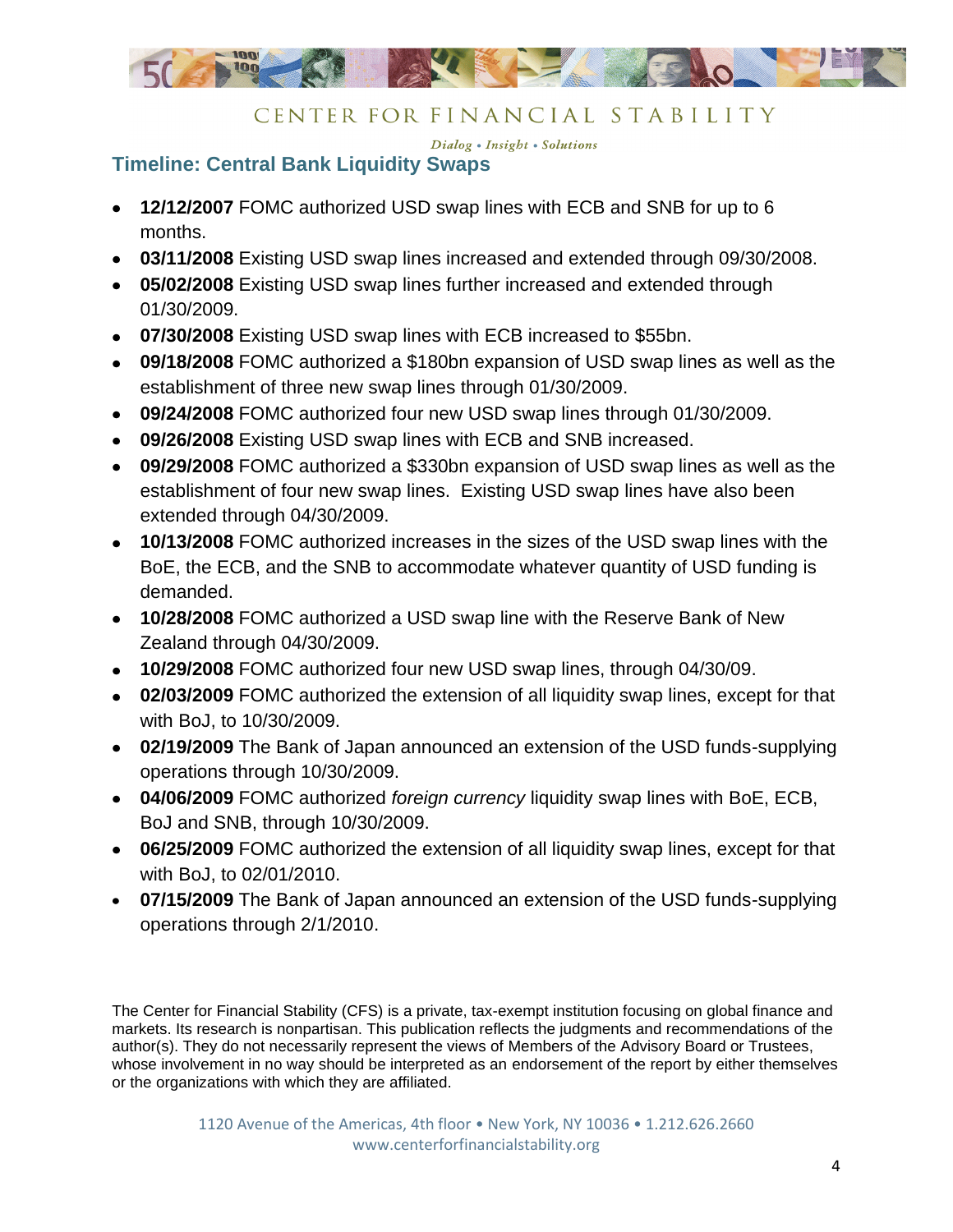## Timeline: Central Bank Liquidity Swaps

- **12/12/2007** FOMC authorized USD swap lines with ECB and SNB for up to 6 months.
- **03/11/2008** Existing USD swap lines increased and extended through 09/30/2008.
- **05/02/2008** Existing USD swap lines further increased and extended through 01/30/2009.
- **07/30/2008** Existing USD swap lines with ECB increased to $55bn.
- **09/18/2008** FOMC authorized a $180bn expansion of USD swap lines as well as the establishment of three new swap lines through 01/30/2009.
- **09/24/2008** FOMC authorized four new USD swap lines through 01/30/2009.
- **09/26/2008** Existing USD swap lines with ECB and SNB increased.
- **09/29/2008** FOMC authorized a $330bn expansion of USD swap lines as well as the establishment of four new swap lines. Existing USD swap lines have also been extended through 04/30/2009.
- **10/13/2008** FOMC authorized increases in the sizes of the USD swap lines with the BoE, the ECB, and the SNB to accommodate whatever quantity of USD funding is demanded.
- **10/28/2008** FOMC authorized a USD swap line with the Reserve Bank of New Zealand through 04/30/2009.
- **10/29/2008** FOMC authorized four new USD swap lines, through 04/30/09.
- **02/03/2009** FOMC authorized the extension of all liquidity swap lines, except for that with BoJ, to 10/30/2009.
- **02/19/2009** The Bank of Japan announced an extension of the USD funds-supplying operations through 10/30/2009.
- **04/06/2009** FOMC authorized *foreign currency* liquidity swap lines with BoE, ECB, BoJ and SNB, through 10/30/2009.
- **06/25/2009** FOMC authorized the extension of all liquidity swap lines, except for that with BoJ, to 02/01/2010.
- **07/15/2009** The Bank of Japan announced an extension of the USD funds-supplying operations through 2/1/2010.

The Center for Financial Stability (CFS) is a private, tax-exempt institution focusing on global finance and markets. Its research is nonpartisan. This publication reflects the judgments and recommendations of the author(s). They do not necessarily represent the views of Members of the Advisory Board or Trustees, whose involvement in no way should be interpreted as an endorsement of the report by either themselves or the organizations with which they are affiliated.